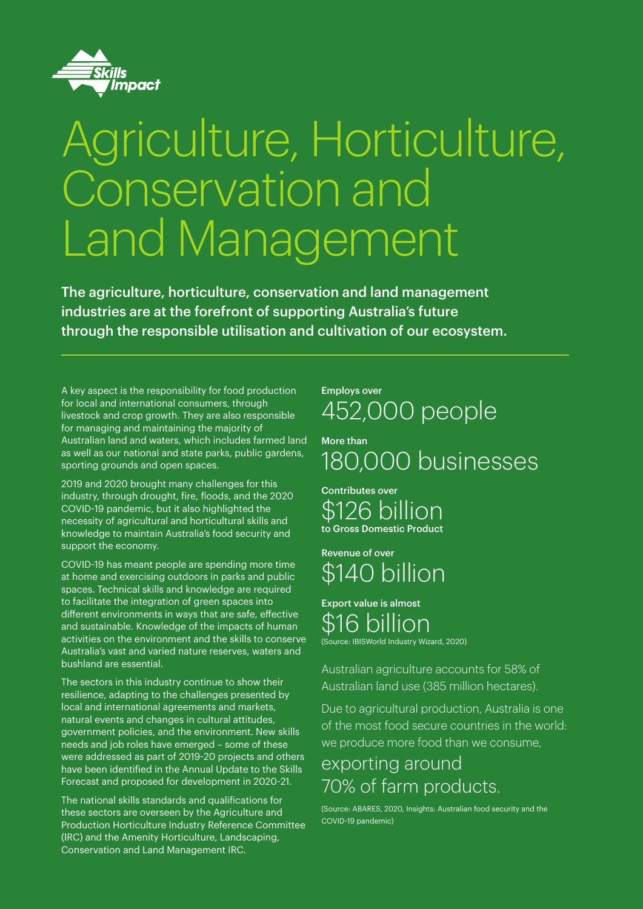Skills Impact

# Agriculture, Horticulture, Conservation and Land Management

**The agriculture, horticulture, conservation and land management industries are at the forefront of supporting Australia's future through the responsible utilisation and cultivation of our ecosystem.**

---

A key aspect is the responsibility for food production for local and international consumers, through livestock and crop growth. They are also responsible for managing and maintaining the majority of Australian land and waters, which includes farmed land as well as our national and state parks, public gardens, sporting grounds and open spaces.

2019 and 2020 brought many challenges for this industry, through drought, fire, floods, and the 2020 COVID-19 pandemic, but it also highlighted the necessity of agricultural and horticultural skills and knowledge to maintain Australia's food security and support the economy.

COVID-19 has meant people are spending more time at home and exercising outdoors in parks and public spaces. Technical skills and knowledge are required to facilitate the integration of green spaces into different environments in ways that are safe, effective and sustainable. Knowledge of the impacts of human activities on the environment and the skills to conserve Australia's vast and varied nature reserves, waters and bushland are essential.

The sectors in this industry continue to show their resilience, adapting to the challenges presented by local and international agreements and markets, natural events and changes in cultural attitudes, government policies, and the environment. New skills needs and job roles have emerged – some of these were addressed as part of 2019-20 projects and others have been identified in the Annual Update to the Skills Forecast and proposed for development in 2020-21.

The national skills standards and qualifications for these sectors are overseen by the Agriculture and Production Horticulture Industry Reference Committee (IRC) and the Amenity Horticulture, Landscaping, Conservation and Land Management IRC.

**Employs over**
452,000 people

**More than**
180,000 businesses

**Contributes over**
$126 billion
**to Gross Domestic Product**

**Revenue of over**
$140 billion

**Export value is almost**
$16 billion
(Source: IBISWorld Industry Wizard, 2020)

Australian agriculture accounts for 58% of Australian land use (385 million hectares).

Due to agricultural production, Australia is one of the most food secure countries in the world: we produce more food than we consume, exporting around 70% of farm products.

(Source: ABARES, 2020, Insights: Australian food security and the COVID-19 pandemic)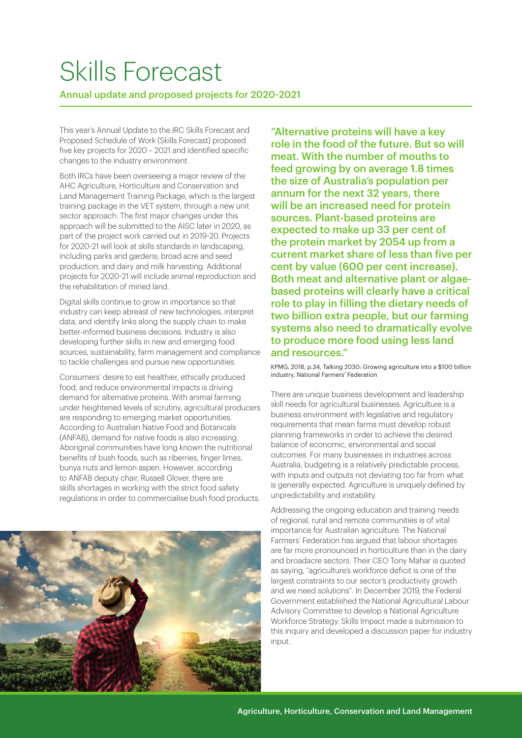# Skills Forecast

## Annual update and proposed projects for 2020-2021

This year's Annual Update to the IRC Skills Forecast and Proposed Schedule of Work (Skills Forecast) proposed five key projects for 2020 – 2021 and identified specific changes to the industry environment.

Both IRCs have been overseeing a major review of the AHC Agriculture, Horticulture and Conservation and Land Management Training Package, which is the largest training package in the VET system, through a new unit sector approach. The first major changes under this approach will be submitted to the AISC later in 2020, as part of the project work carried out in 2019-20. Projects for 2020-21 will look at skills standards in landscaping, including parks and gardens; broad acre and seed production; and dairy and milk harvesting. Additional projects for 2020-21 will include animal reproduction and the rehabilitation of mined land.

Digital skills continue to grow in importance so that industry can keep abreast of new technologies, interpret data, and identify links along the supply chain to make better-informed business decisions. Industry is also developing further skills in new and emerging food sources, sustainability, farm management and compliance to tackle challenges and pursue new opportunities.

Consumers' desire to eat healthier, ethically produced food, and reduce environmental impacts is driving demand for alternative proteins. With animal farming under heightened levels of scrutiny, agricultural producers are responding to emerging market opportunities. According to Australian Native Food and Botanicals (ANFAB), demand for native foods is also increasing. Aboriginal communities have long known the nutritional benefits of bush foods, such as riberries, finger limes, bunya nuts and lemon aspen. However, according to ANFAB deputy chair, Russell Glover, there are skills shortages in working with the strict food safety regulations in order to commercialise bush food products.

**"Alternative proteins will have a key role in the food of the future. But so will meat. With the number of mouths to feed growing by on average 1.8 times the size of Australia's population per annum for the next 32 years, there will be an increased need for protein sources. Plant-based proteins are expected to make up 33 per cent of the protein market by 2054 up from a current market share of less than five per cent by value (600 per cent increase). Both meat and alternative plant or algae-based proteins will clearly have a critical role to play in filling the dietary needs of two billion extra people, but our farming systems also need to dramatically evolve to produce more food using less land and resources."**

KPMG, 2018, p.34, Talking 2030: Growing agriculture into a $100 billion industry, National Farmers' Federation

There are unique business development and leadership skill needs for agricultural businesses. Agriculture is a business environment with legislative and regulatory requirements that mean farms must develop robust planning frameworks in order to achieve the desired balance of economic, environmental and social outcomes. For many businesses in industries across Australia, budgeting is a relatively predictable process, with inputs and outputs not deviating too far from what is generally expected. Agriculture is uniquely defined by unpredictability and instability.

Addressing the ongoing education and training needs of regional, rural and remote communities is of vital importance for Australian agriculture. The National Farmers' Federation has argued that labour shortages are far more pronounced in horticulture than in the dairy and broadacre sectors. Their CEO Tony Mahar is quoted as saying, "agriculture's workforce deficit is one of the largest constraints to our sector's productivity growth and we need solutions". In December 2019, the Federal Government established the National Agricultural Labour Advisory Committee to develop a National Agriculture Workforce Strategy. Skills Impact made a submission to this inquiry and developed a discussion paper for industry input.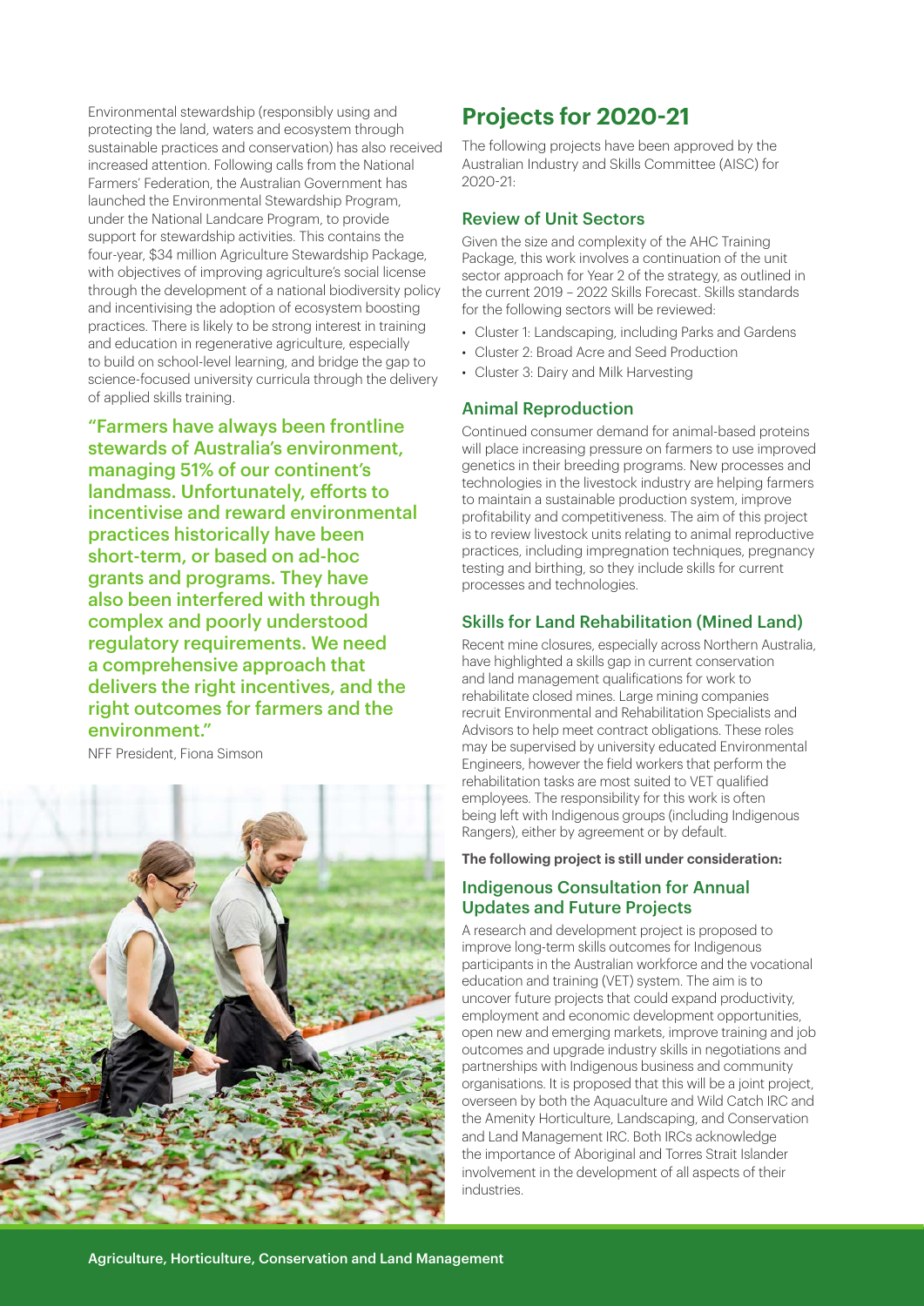Environmental stewardship (responsibly using and protecting the land, waters and ecosystem through sustainable practices and conservation) has also received increased attention. Following calls from the National Farmers' Federation, the Australian Government has launched the Environmental Stewardship Program, under the National Landcare Program, to provide support for stewardship activities. This contains the four-year, $34 million Agriculture Stewardship Package, with objectives of improving agriculture's social license through the development of a national biodiversity policy and incentivising the adoption of ecosystem boosting practices. There is likely to be strong interest in training and education in regenerative agriculture, especially to build on school-level learning, and bridge the gap to science-focused university curricula through the delivery of applied skills training.

> **"Farmers have always been frontline stewards of Australia's environment, managing 51% of our continent's landmass. Unfortunately, efforts to incentivise and reward environmental practices historically have been short-term, or based on ad-hoc grants and programs. They have also been interfered with through complex and poorly understood regulatory requirements. We need a comprehensive approach that delivers the right incentives, and the right outcomes for farmers and the environment."**
>
> NFF President, Fiona Simson

## Projects for 2020-21

The following projects have been approved by the Australian Industry and Skills Committee (AISC) for 2020-21:

### Review of Unit Sectors

Given the size and complexity of the AHC Training Package, this work involves a continuation of the unit sector approach for Year 2 of the strategy, as outlined in the current 2019 – 2022 Skills Forecast. Skills standards for the following sectors will be reviewed:

- Cluster 1: Landscaping, including Parks and Gardens
- Cluster 2: Broad Acre and Seed Production
- Cluster 3: Dairy and Milk Harvesting

### Animal Reproduction

Continued consumer demand for animal-based proteins will place increasing pressure on farmers to use improved genetics in their breeding programs. New processes and technologies in the livestock industry are helping farmers to maintain a sustainable production system, improve profitability and competitiveness. The aim of this project is to review livestock units relating to animal reproductive practices, including impregnation techniques, pregnancy testing and birthing, so they include skills for current processes and technologies.

### Skills for Land Rehabilitation (Mined Land)

Recent mine closures, especially across Northern Australia, have highlighted a skills gap in current conservation and land management qualifications for work to rehabilitate closed mines. Large mining companies recruit Environmental and Rehabilitation Specialists and Advisors to help meet contract obligations. These roles may be supervised by university educated Environmental Engineers, however the field workers that perform the rehabilitation tasks are most suited to VET qualified employees. The responsibility for this work is often being left with Indigenous groups (including Indigenous Rangers), either by agreement or by default.

**The following project is still under consideration:**

### Indigenous Consultation for Annual Updates and Future Projects

A research and development project is proposed to improve long-term skills outcomes for Indigenous participants in the Australian workforce and the vocational education and training (VET) system. The aim is to uncover future projects that could expand productivity, employment and economic development opportunities, open new and emerging markets, improve training and job outcomes and upgrade industry skills in negotiations and partnerships with Indigenous business and community organisations. It is proposed that this will be a joint project, overseen by both the Aquaculture and Wild Catch IRC and the Amenity Horticulture, Landscaping, and Conservation and Land Management IRC. Both IRCs acknowledge the importance of Aboriginal and Torres Strait Islander involvement in the development of all aspects of their industries.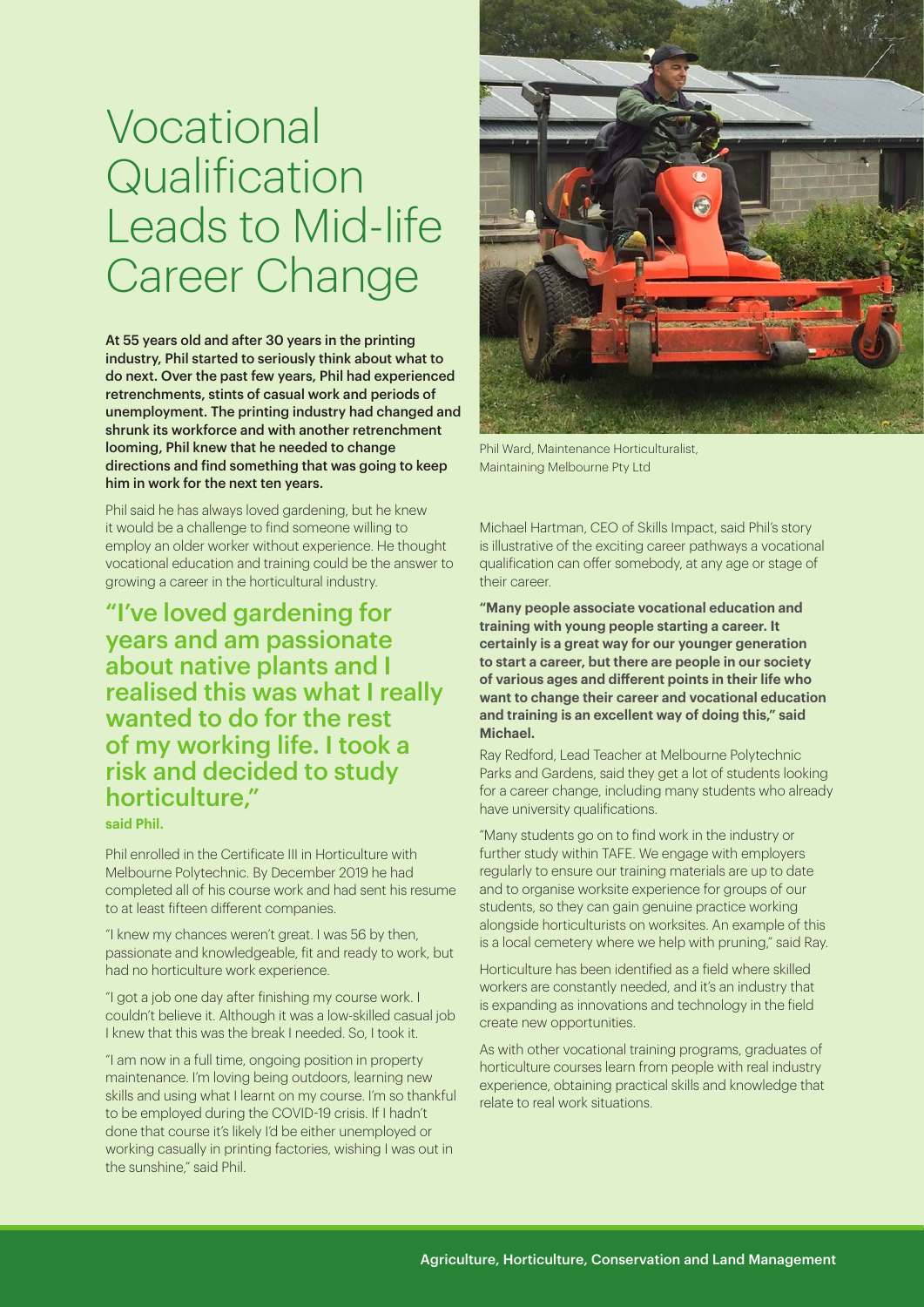# Vocational Qualification Leads to Mid-life Career Change

**At 55 years old and after 30 years in the printing industry, Phil started to seriously think about what to do next. Over the past few years, Phil had experienced retrenchments, stints of casual work and periods of unemployment. The printing industry had changed and shrunk its workforce and with another retrenchment looming, Phil knew that he needed to change directions and find something that was going to keep him in work for the next ten years.**

Phil said he has always loved gardening, but he knew it would be a challenge to find someone willing to employ an older worker without experience. He thought vocational education and training could be the answer to growing a career in the horticultural industry.

## "I've loved gardening for years and am passionate about native plants and I realised this was what I really wanted to do for the rest of my working life. I took a risk and decided to study horticulture,"

**said Phil.**

Phil enrolled in the Certificate III in Horticulture with Melbourne Polytechnic. By December 2019 he had completed all of his course work and had sent his resume to at least fifteen different companies.

"I knew my chances weren't great. I was 56 by then, passionate and knowledgeable, fit and ready to work, but had no horticulture work experience.

"I got a job one day after finishing my course work. I couldn't believe it. Although it was a low-skilled casual job I knew that this was the break I needed. So, I took it.

"I am now in a full time, ongoing position in property maintenance. I'm loving being outdoors, learning new skills and using what I learnt on my course. I'm so thankful to be employed during the COVID-19 crisis. If I hadn't done that course it's likely I'd be either unemployed or working casually in printing factories, wishing I was out in the sunshine," said Phil.

Phil Ward, Maintenance Horticulturalist, Maintaining Melbourne Pty Ltd

Michael Hartman, CEO of Skills Impact, said Phil's story is illustrative of the exciting career pathways a vocational qualification can offer somebody, at any age or stage of their career.

**"Many people associate vocational education and training with young people starting a career. It certainly is a great way for our younger generation to start a career, but there are people in our society of various ages and different points in their life who want to change their career and vocational education and training is an excellent way of doing this," said Michael.**

Ray Redford, Lead Teacher at Melbourne Polytechnic Parks and Gardens, said they get a lot of students looking for a career change, including many students who already have university qualifications.

"Many students go on to find work in the industry or further study within TAFE. We engage with employers regularly to ensure our training materials are up to date and to organise worksite experience for groups of our students, so they can gain genuine practice working alongside horticulturists on worksites. An example of this is a local cemetery where we help with pruning," said Ray.

Horticulture has been identified as a field where skilled workers are constantly needed, and it's an industry that is expanding as innovations and technology in the field create new opportunities.

As with other vocational training programs, graduates of horticulture courses learn from people with real industry experience, obtaining practical skills and knowledge that relate to real work situations.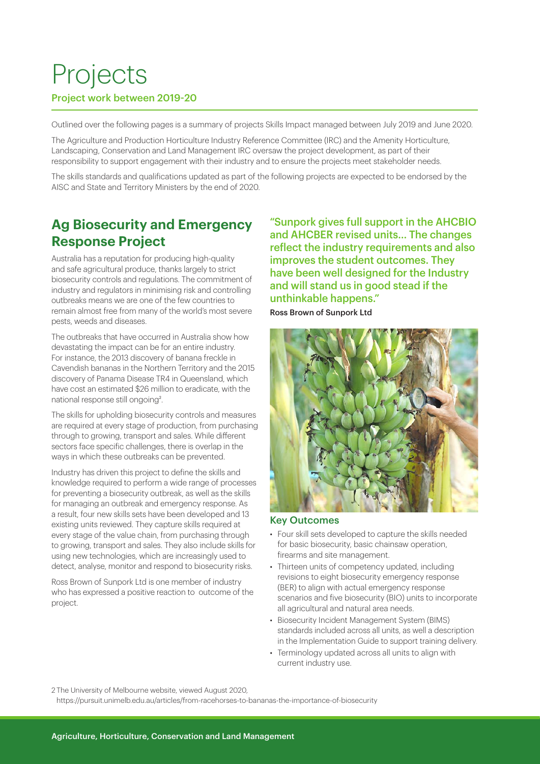# Projects

## Project work between 2019-20

Outlined over the following pages is a summary of projects Skills Impact managed between July 2019 and June 2020.

The Agriculture and Production Horticulture Industry Reference Committee (IRC) and the Amenity Horticulture, Landscaping, Conservation and Land Management IRC oversaw the project development, as part of their responsibility to support engagement with their industry and to ensure the projects meet stakeholder needs.

The skills standards and qualifications updated as part of the following projects are expected to be endorsed by the AISC and State and Territory Ministers by the end of 2020.

## Ag Biosecurity and Emergency Response Project

Australia has a reputation for producing high-quality and safe agricultural produce, thanks largely to strict biosecurity controls and regulations. The commitment of industry and regulators in minimising risk and controlling outbreaks means we are one of the few countries to remain almost free from many of the world's most severe pests, weeds and diseases.

The outbreaks that have occurred in Australia show how devastating the impact can be for an entire industry. For instance, the 2013 discovery of banana freckle in Cavendish bananas in the Northern Territory and the 2015 discovery of Panama Disease TR4 in Queensland, which have cost an estimated $26 million to eradicate, with the national response still ongoing[2].

The skills for upholding biosecurity controls and measures are required at every stage of production, from purchasing through to growing, transport and sales. While different sectors face specific challenges, there is overlap in the ways in which these outbreaks can be prevented.

Industry has driven this project to define the skills and knowledge required to perform a wide range of processes for preventing a biosecurity outbreak, as well as the skills for managing an outbreak and emergency response. As a result, four new skills sets have been developed and 13 existing units reviewed. They capture skills required at every stage of the value chain, from purchasing through to growing, transport and sales. They also include skills for using new technologies, which are increasingly used to detect, analyse, monitor and respond to biosecurity risks.

Ross Brown of Sunpork Ltd is one member of industry who has expressed a positive reaction to outcome of the project.

> "Sunpork gives full support in the AHCBIO and AHCBER revised units... The changes reflect the industry requirements and also improves the student outcomes. They have been well designed for the Industry and will stand us in good stead if the unthinkable happens."
>
> Ross Brown of Sunpork Ltd

### Key Outcomes

- Four skill sets developed to capture the skills needed for basic biosecurity, basic chainsaw operation, firearms and site management.
- Thirteen units of competency updated, including revisions to eight biosecurity emergency response (BER) to align with actual emergency response scenarios and five biosecurity (BIO) units to incorporate all agricultural and natural area needs.
- Biosecurity Incident Management System (BIMS) standards included across all units, as well a description in the Implementation Guide to support training delivery.
- Terminology updated across all units to align with current industry use.

2 The University of Melbourne website, viewed August 2020, https://pursuit.unimelb.edu.au/articles/from-racehorses-to-bananas-the-importance-of-biosecurity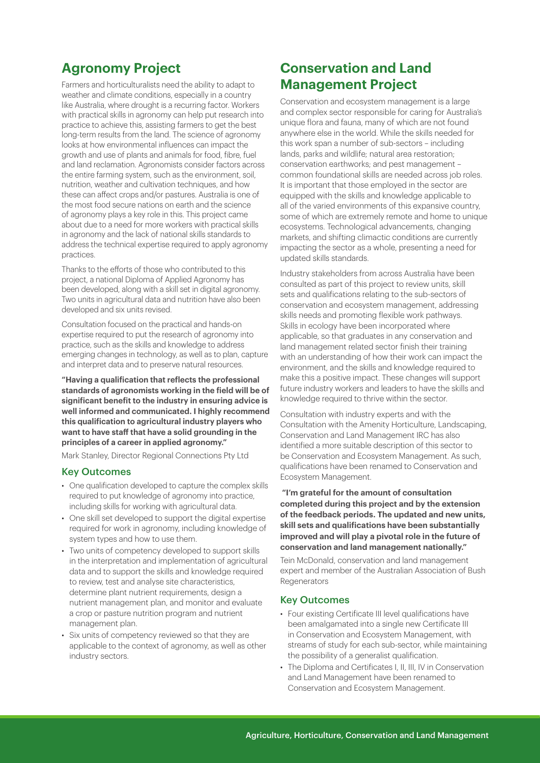## Agronomy Project

Farmers and horticulturalists need the ability to adapt to weather and climate conditions, especially in a country like Australia, where drought is a recurring factor. Workers with practical skills in agronomy can help put research into practice to achieve this, assisting farmers to get the best long-term results from the land. The science of agronomy looks at how environmental influences can impact the growth and use of plants and animals for food, fibre, fuel and land reclamation. Agronomists consider factors across the entire farming system, such as the environment, soil, nutrition, weather and cultivation techniques, and how these can affect crops and/or pastures. Australia is one of the most food secure nations on earth and the science of agronomy plays a key role in this. This project came about due to a need for more workers with practical skills in agronomy and the lack of national skills standards to address the technical expertise required to apply agronomy practices.

Thanks to the efforts of those who contributed to this project, a national Diploma of Applied Agronomy has been developed, along with a skill set in digital agronomy. Two units in agricultural data and nutrition have also been developed and six units revised.

Consultation focused on the practical and hands-on expertise required to put the research of agronomy into practice, such as the skills and knowledge to address emerging changes in technology, as well as to plan, capture and interpret data and to preserve natural resources.

**"Having a qualification that reflects the professional standards of agronomists working in the field will be of significant benefit to the industry in ensuring advice is well informed and communicated. I highly recommend this qualification to agricultural industry players who want to have staff that have a solid grounding in the principles of a career in applied agronomy."**

Mark Stanley, Director Regional Connections Pty Ltd

### Key Outcomes

- One qualification developed to capture the complex skills required to put knowledge of agronomy into practice, including skills for working with agricultural data.
- One skill set developed to support the digital expertise required for work in agronomy, including knowledge of system types and how to use them.
- Two units of competency developed to support skills in the interpretation and implementation of agricultural data and to support the skills and knowledge required to review, test and analyse site characteristics, determine plant nutrient requirements, design a nutrient management plan, and monitor and evaluate a crop or pasture nutrition program and nutrient management plan.
- Six units of competency reviewed so that they are applicable to the context of agronomy, as well as other industry sectors.

## Conservation and Land Management Project

Conservation and ecosystem management is a large and complex sector responsible for caring for Australia's unique flora and fauna, many of which are not found anywhere else in the world. While the skills needed for this work span a number of sub-sectors – including lands, parks and wildlife; natural area restoration; conservation earthworks; and pest management – common foundational skills are needed across job roles. It is important that those employed in the sector are equipped with the skills and knowledge applicable to all of the varied environments of this expansive country, some of which are extremely remote and home to unique ecosystems. Technological advancements, changing markets, and shifting climactic conditions are currently impacting the sector as a whole, presenting a need for updated skills standards.

Industry stakeholders from across Australia have been consulted as part of this project to review units, skill sets and qualifications relating to the sub-sectors of conservation and ecosystem management, addressing skills needs and promoting flexible work pathways. Skills in ecology have been incorporated where applicable, so that graduates in any conservation and land management related sector finish their training with an understanding of how their work can impact the environment, and the skills and knowledge required to make this a positive impact. These changes will support future industry workers and leaders to have the skills and knowledge required to thrive within the sector.

Consultation with industry experts and with the Consultation with the Amenity Horticulture, Landscaping, Conservation and Land Management IRC has also identified a more suitable description of this sector to be Conservation and Ecosystem Management. As such, qualifications have been renamed to Conservation and Ecosystem Management.

**"I'm grateful for the amount of consultation completed during this project and by the extension of the feedback periods. The updated and new units, skill sets and qualifications have been substantially improved and will play a pivotal role in the future of conservation and land management nationally."**

Tein McDonald, conservation and land management expert and member of the Australian Association of Bush Regenerators

### Key Outcomes

- Four existing Certificate III level qualifications have been amalgamated into a single new Certificate III in Conservation and Ecosystem Management, with streams of study for each sub-sector, while maintaining the possibility of a generalist qualification.
- The Diploma and Certificates I, II, III, IV in Conservation and Land Management have been renamed to Conservation and Ecosystem Management.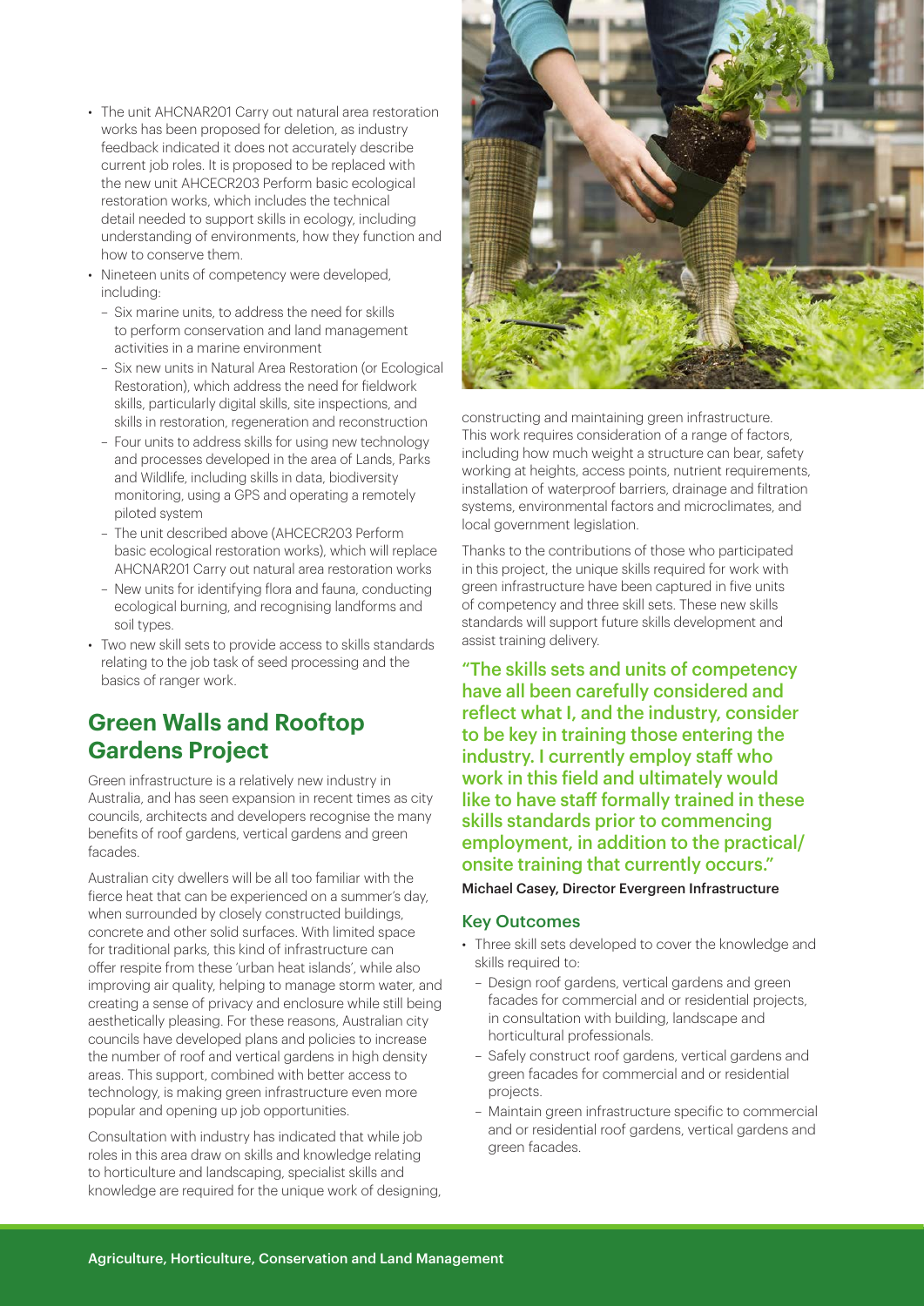- The unit AHCNAR201 Carry out natural area restoration works has been proposed for deletion, as industry feedback indicated it does not accurately describe current job roles. It is proposed to be replaced with the new unit AHCECR203 Perform basic ecological restoration works, which includes the technical detail needed to support skills in ecology, including understanding of environments, how they function and how to conserve them.
- Nineteen units of competency were developed, including:
  - Six marine units, to address the need for skills to perform conservation and land management activities in a marine environment
  - Six new units in Natural Area Restoration (or Ecological Restoration), which address the need for fieldwork skills, particularly digital skills, site inspections, and skills in restoration, regeneration and reconstruction
  - Four units to address skills for using new technology and processes developed in the area of Lands, Parks and Wildlife, including skills in data, biodiversity monitoring, using a GPS and operating a remotely piloted system
  - The unit described above (AHCECR203 Perform basic ecological restoration works), which will replace AHCNAR201 Carry out natural area restoration works
  - New units for identifying flora and fauna, conducting ecological burning, and recognising landforms and soil types.
- Two new skill sets to provide access to skills standards relating to the job task of seed processing and the basics of ranger work.

## Green Walls and Rooftop Gardens Project

Green infrastructure is a relatively new industry in Australia, and has seen expansion in recent times as city councils, architects and developers recognise the many benefits of roof gardens, vertical gardens and green facades.

Australian city dwellers will be all too familiar with the fierce heat that can be experienced on a summer's day, when surrounded by closely constructed buildings, concrete and other solid surfaces. With limited space for traditional parks, this kind of infrastructure can offer respite from these 'urban heat islands', while also improving air quality, helping to manage storm water, and creating a sense of privacy and enclosure while still being aesthetically pleasing. For these reasons, Australian city councils have developed plans and policies to increase the number of roof and vertical gardens in high density areas. This support, combined with better access to technology, is making green infrastructure even more popular and opening up job opportunities.

Consultation with industry has indicated that while job roles in this area draw on skills and knowledge relating to horticulture and landscaping, specialist skills and knowledge are required for the unique work of designing, constructing and maintaining green infrastructure. This work requires consideration of a range of factors, including how much weight a structure can bear, safety working at heights, access points, nutrient requirements, installation of waterproof barriers, drainage and filtration systems, environmental factors and microclimates, and local government legislation.

Thanks to the contributions of those who participated in this project, the unique skills required for work with green infrastructure have been captured in five units of competency and three skill sets. These new skills standards will support future skills development and assist training delivery.

**"The skills sets and units of competency have all been carefully considered and reflect what I, and the industry, consider to be key in training those entering the industry. I currently employ staff who work in this field and ultimately would like to have staff formally trained in these skills standards prior to commencing employment, in addition to the practical/onsite training that currently occurs."**

Michael Casey, Director Evergreen Infrastructure

### Key Outcomes

- Three skill sets developed to cover the knowledge and skills required to:
  - Design roof gardens, vertical gardens and green facades for commercial and or residential projects, in consultation with building, landscape and horticultural professionals.
  - Safely construct roof gardens, vertical gardens and green facades for commercial and or residential projects.
  - Maintain green infrastructure specific to commercial and or residential roof gardens, vertical gardens and green facades.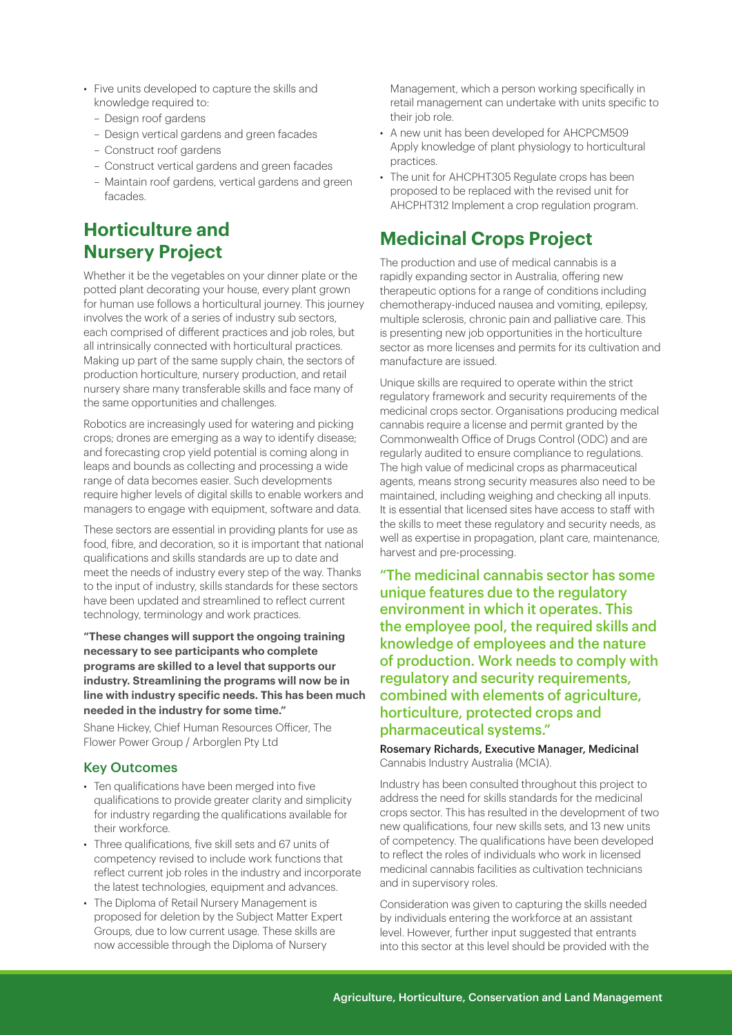- Five units developed to capture the skills and knowledge required to:
  - Design roof gardens
  - Design vertical gardens and green facades
  - Construct roof gardens
  - Construct vertical gardens and green facades
  - Maintain roof gardens, vertical gardens and green facades.

## Horticulture and Nursery Project

Whether it be the vegetables on your dinner plate or the potted plant decorating your house, every plant grown for human use follows a horticultural journey. This journey involves the work of a series of industry sub sectors, each comprised of different practices and job roles, but all intrinsically connected with horticultural practices. Making up part of the same supply chain, the sectors of production horticulture, nursery production, and retail nursery share many transferable skills and face many of the same opportunities and challenges.

Robotics are increasingly used for watering and picking crops; drones are emerging as a way to identify disease; and forecasting crop yield potential is coming along in leaps and bounds as collecting and processing a wide range of data becomes easier. Such developments require higher levels of digital skills to enable workers and managers to engage with equipment, software and data.

These sectors are essential in providing plants for use as food, fibre, and decoration, so it is important that national qualifications and skills standards are up to date and meet the needs of industry every step of the way. Thanks to the input of industry, skills standards for these sectors have been updated and streamlined to reflect current technology, terminology and work practices.

**"These changes will support the ongoing training necessary to see participants who complete programs are skilled to a level that supports our industry. Streamlining the programs will now be in line with industry specific needs. This has been much needed in the industry for some time."**

Shane Hickey, Chief Human Resources Officer, The Flower Power Group / Arborglen Pty Ltd

### Key Outcomes

- Ten qualifications have been merged into five qualifications to provide greater clarity and simplicity for industry regarding the qualifications available for their workforce.
- Three qualifications, five skill sets and 67 units of competency revised to include work functions that reflect current job roles in the industry and incorporate the latest technologies, equipment and advances.
- The Diploma of Retail Nursery Management is proposed for deletion by the Subject Matter Expert Groups, due to low current usage. These skills are now accessible through the Diploma of Nursery Management, which a person working specifically in retail management can undertake with units specific to their job role.
- A new unit has been developed for AHCPCM509 Apply knowledge of plant physiology to horticultural practices.
- The unit for AHCPHT305 Regulate crops has been proposed to be replaced with the revised unit for AHCPHT312 Implement a crop regulation program.

## Medicinal Crops Project

The production and use of medical cannabis is a rapidly expanding sector in Australia, offering new therapeutic options for a range of conditions including chemotherapy-induced nausea and vomiting, epilepsy, multiple sclerosis, chronic pain and palliative care. This is presenting new job opportunities in the horticulture sector as more licenses and permits for its cultivation and manufacture are issued.

Unique skills are required to operate within the strict regulatory framework and security requirements of the medicinal crops sector. Organisations producing medical cannabis require a license and permit granted by the Commonwealth Office of Drugs Control (ODC) and are regularly audited to ensure compliance to regulations. The high value of medicinal crops as pharmaceutical agents, means strong security measures also need to be maintained, including weighing and checking all inputs. It is essential that licensed sites have access to staff with the skills to meet these regulatory and security needs, as well as expertise in propagation, plant care, maintenance, harvest and pre-processing.

**"The medicinal cannabis sector has some unique features due to the regulatory environment in which it operates. This the employee pool, the required skills and knowledge of employees and the nature of production. Work needs to comply with regulatory and security requirements, combined with elements of agriculture, horticulture, protected crops and pharmaceutical systems."**

Rosemary Richards, Executive Manager, Medicinal Cannabis Industry Australia (MCIA).

Industry has been consulted throughout this project to address the need for skills standards for the medicinal crops sector. This has resulted in the development of two new qualifications, four new skills sets, and 13 new units of competency. The qualifications have been developed to reflect the roles of individuals who work in licensed medicinal cannabis facilities as cultivation technicians and in supervisory roles.

Consideration was given to capturing the skills needed by individuals entering the workforce at an assistant level. However, further input suggested that entrants into this sector at this level should be provided with the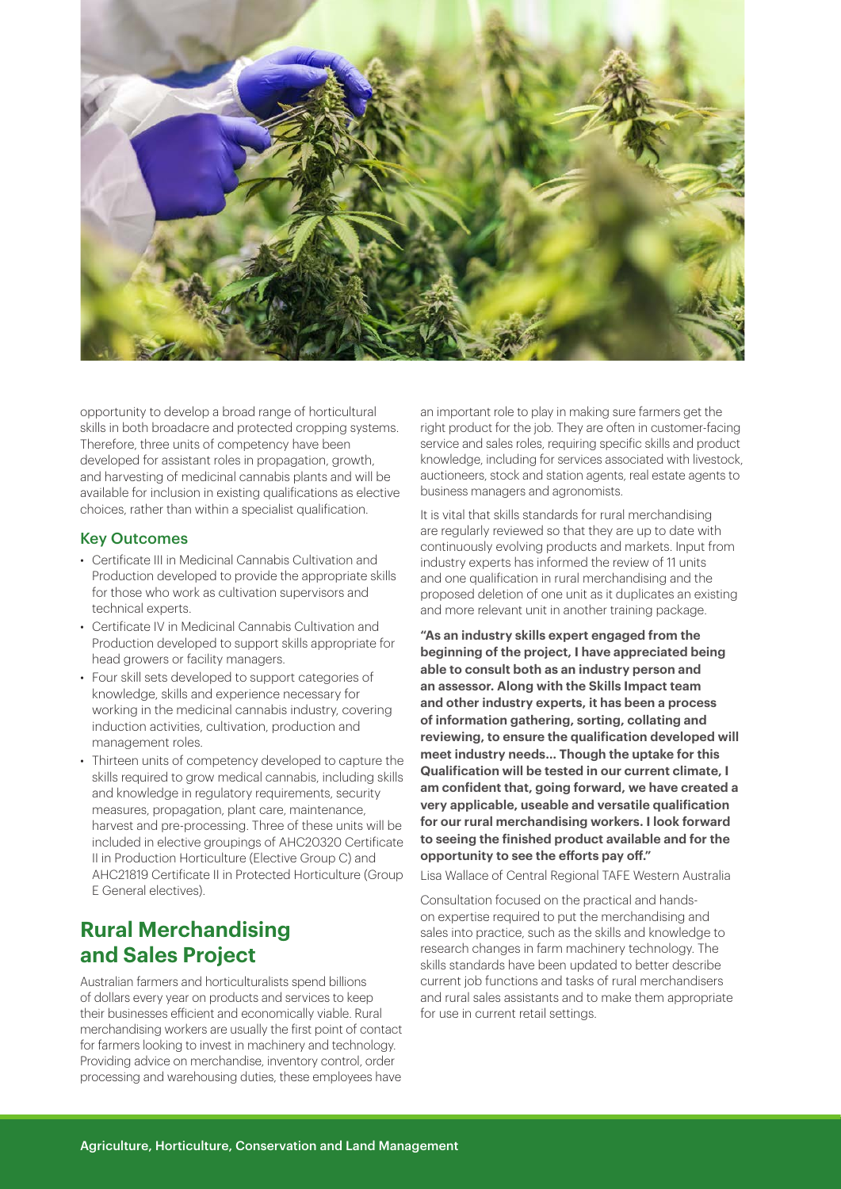opportunity to develop a broad range of horticultural skills in both broadacre and protected cropping systems. Therefore, three units of competency have been developed for assistant roles in propagation, growth, and harvesting of medicinal cannabis plants and will be available for inclusion in existing qualifications as elective choices, rather than within a specialist qualification.

### Key Outcomes

- Certificate III in Medicinal Cannabis Cultivation and Production developed to provide the appropriate skills for those who work as cultivation supervisors and technical experts.
- Certificate IV in Medicinal Cannabis Cultivation and Production developed to support skills appropriate for head growers or facility managers.
- Four skill sets developed to support categories of knowledge, skills and experience necessary for working in the medicinal cannabis industry, covering induction activities, cultivation, production and management roles.
- Thirteen units of competency developed to capture the skills required to grow medical cannabis, including skills and knowledge in regulatory requirements, security measures, propagation, plant care, maintenance, harvest and pre-processing. Three of these units will be included in elective groupings of AHC20320 Certificate II in Production Horticulture (Elective Group C) and AHC21819 Certificate II in Protected Horticulture (Group E General electives).

## Rural Merchandising and Sales Project

Australian farmers and horticulturalists spend billions of dollars every year on products and services to keep their businesses efficient and economically viable. Rural merchandising workers are usually the first point of contact for farmers looking to invest in machinery and technology. Providing advice on merchandise, inventory control, order processing and warehousing duties, these employees have an important role to play in making sure farmers get the right product for the job. They are often in customer-facing service and sales roles, requiring specific skills and product knowledge, including for services associated with livestock, auctioneers, stock and station agents, real estate agents to business managers and agronomists.

It is vital that skills standards for rural merchandising are regularly reviewed so that they are up to date with continuously evolving products and markets. Input from industry experts has informed the review of 11 units and one qualification in rural merchandising and the proposed deletion of one unit as it duplicates an existing and more relevant unit in another training package.

**"As an industry skills expert engaged from the beginning of the project, I have appreciated being able to consult both as an industry person and an assessor. Along with the Skills Impact team and other industry experts, it has been a process of information gathering, sorting, collating and reviewing, to ensure the qualification developed will meet industry needs... Though the uptake for this Qualification will be tested in our current climate, I am confident that, going forward, we have created a very applicable, useable and versatile qualification for our rural merchandising workers. I look forward to seeing the finished product available and for the opportunity to see the efforts pay off."**

Lisa Wallace of Central Regional TAFE Western Australia

Consultation focused on the practical and hands-on expertise required to put the merchandising and sales into practice, such as the skills and knowledge to research changes in farm machinery technology. The skills standards have been updated to better describe current job functions and tasks of rural merchandisers and rural sales assistants and to make them appropriate for use in current retail settings.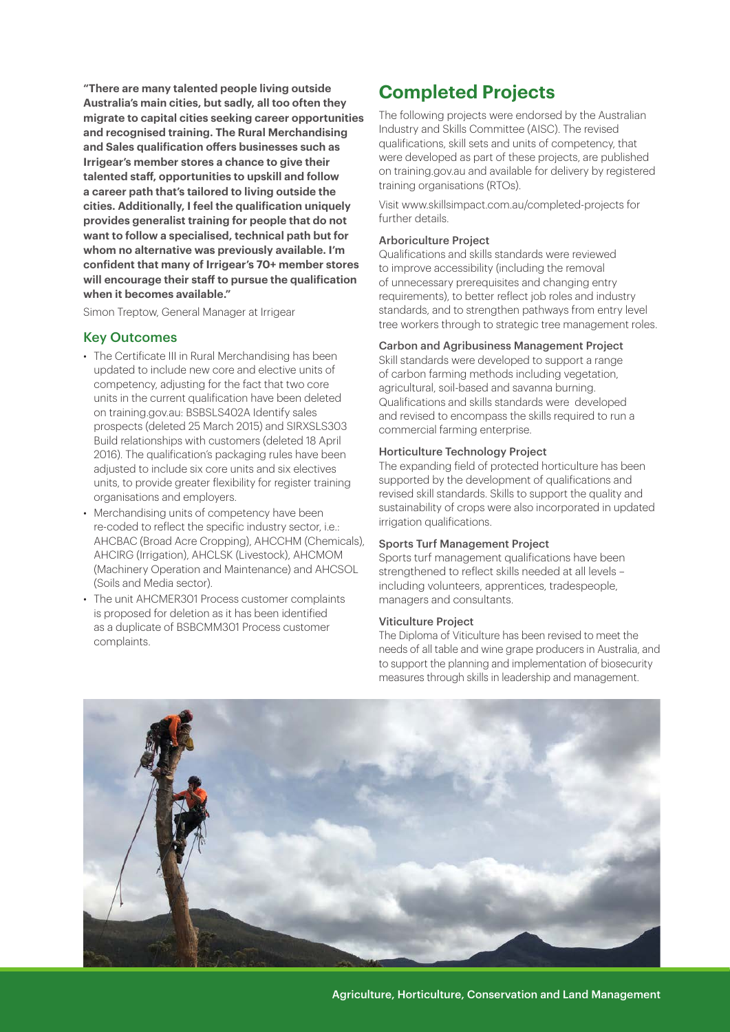**"There are many talented people living outside Australia's main cities, but sadly, all too often they migrate to capital cities seeking career opportunities and recognised training. The Rural Merchandising and Sales qualification offers businesses such as Irrigear's member stores a chance to give their talented staff, opportunities to upskill and follow a career path that's tailored to living outside the cities. Additionally, I feel the qualification uniquely provides generalist training for people that do not want to follow a specialised, technical path but for whom no alternative was previously available. I'm confident that many of Irrigear's 70+ member stores will encourage their staff to pursue the qualification when it becomes available."**

Simon Treptow, General Manager at Irrigear

### Key Outcomes

- The Certificate III in Rural Merchandising has been updated to include new core and elective units of competency, adjusting for the fact that two core units in the current qualification have been deleted on training.gov.au: BSBSLS402A Identify sales prospects (deleted 25 March 2015) and SIRXSLS303 Build relationships with customers (deleted 18 April 2016). The qualification's packaging rules have been adjusted to include six core units and six electives units, to provide greater flexibility for register training organisations and employers.
- Merchandising units of competency have been re-coded to reflect the specific industry sector, i.e.: AHCBAC (Broad Acre Cropping), AHCCHM (Chemicals), AHCIRG (Irrigation), AHCLSK (Livestock), AHCMOM (Machinery Operation and Maintenance) and AHCSOL (Soils and Media sector).
- The unit AHCMER301 Process customer complaints is proposed for deletion as it has been identified as a duplicate of BSBCMM301 Process customer complaints.

## Completed Projects

The following projects were endorsed by the Australian Industry and Skills Committee (AISC). The revised qualifications, skill sets and units of competency, that were developed as part of these projects, are published on training.gov.au and available for delivery by registered training organisations (RTOs).

Visit www.skillsimpact.com.au/completed-projects for further details.

#### Arboriculture Project

Qualifications and skills standards were reviewed to improve accessibility (including the removal of unnecessary prerequisites and changing entry requirements), to better reflect job roles and industry standards, and to strengthen pathways from entry level tree workers through to strategic tree management roles.

#### Carbon and Agribusiness Management Project

Skill standards were developed to support a range of carbon farming methods including vegetation, agricultural, soil-based and savanna burning. Qualifications and skills standards were developed and revised to encompass the skills required to run a commercial farming enterprise.

#### Horticulture Technology Project

The expanding field of protected horticulture has been supported by the development of qualifications and revised skill standards. Skills to support the quality and sustainability of crops were also incorporated in updated irrigation qualifications.

#### Sports Turf Management Project

Sports turf management qualifications have been strengthened to reflect skills needed at all levels – including volunteers, apprentices, tradespeople, managers and consultants.

#### Viticulture Project

The Diploma of Viticulture has been revised to meet the needs of all table and wine grape producers in Australia, and to support the planning and implementation of biosecurity measures through skills in leadership and management.